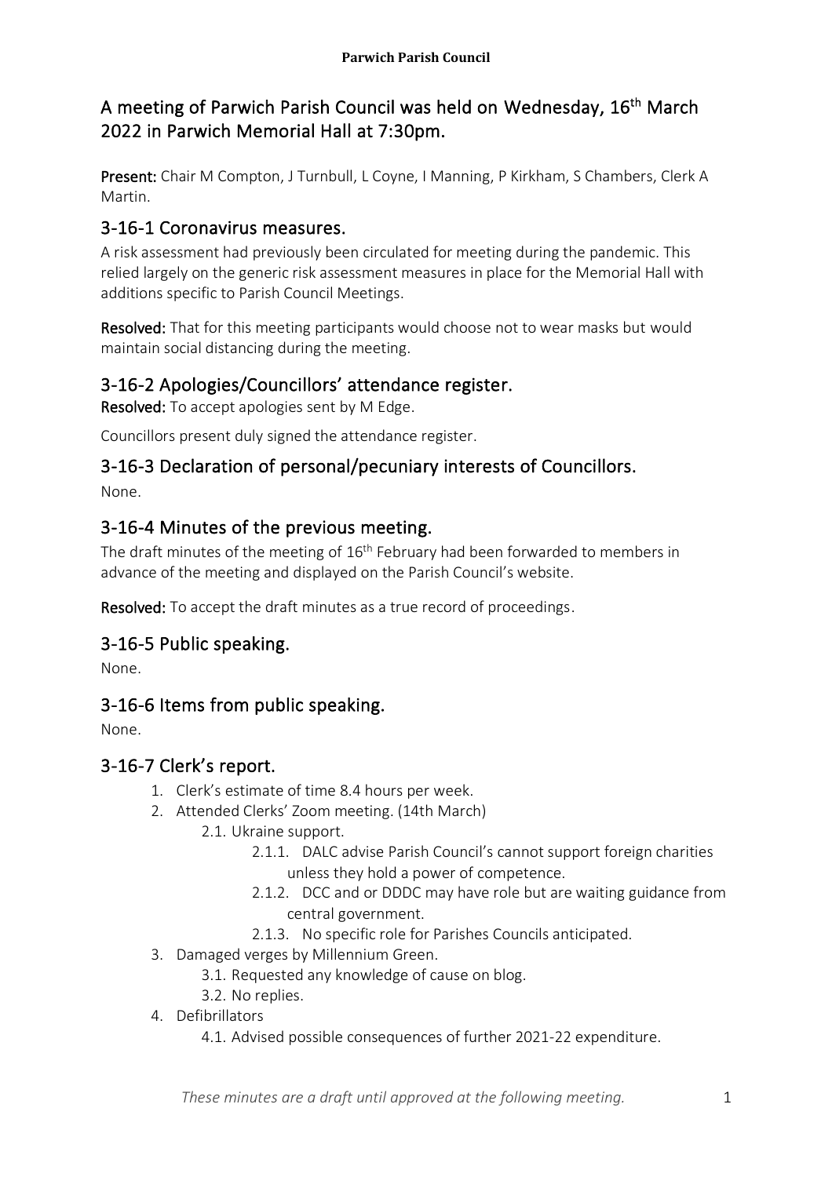# A meeting of Parwich Parish Council was held on Wednesday, 16th March 2022 in Parwich Memorial Hall at 7:30pm.

**Present:** Chair M Compton, J Turnbull, L Coyne, I Manning, P Kirkham, S Chambers, Clerk A Martin.

## 3-16-1 Coronavirus measures.

A risk assessment had previously been circulated for meeting during the pandemic. This relied largely on the generic risk assessment measures in place for the Memorial Hall with additions specific to Parish Council Meetings.

**Resolved:** That for this meeting participants would choose not to wear masks but would maintain social distancing during the meeting.

## 3-16-2 Apologies/Councillors' attendance register.

**Resolved:** To accept apologies sent by M Edge.

Councillors present duly signed the attendance register.

## 3-16-3 Declaration of personal/pecuniary interests of Councillors.

None.

## 3-16-4 Minutes of the previous meeting.

The draft minutes of the meeting of 16th February had been forwarded to members in advance of the meeting and displayed on the Parish Council's website.

**Resolved:** To accept the draft minutes as a true record of proceedings.

## 3-16-5 Public speaking.

None.

## 3-16-6 Items from public speaking.

None.

## 3-16-7 Clerk's report.

1. Clerk's estimate of time 8.4 hours per week.
2. Attended Clerks' Zoom meeting. (14th March)
   - 2.1. Ukraine support.
     - 2.1.1. DALC advise Parish Council's cannot support foreign charities unless they hold a power of competence.
     - 2.1.2. DCC and or DDDC may have role but are waiting guidance from central government.
     - 2.1.3. No specific role for Parishes Councils anticipated.
3. Damaged verges by Millennium Green.
   - 3.1. Requested any knowledge of cause on blog.
   - 3.2. No replies.
4. Defibrillators
   - 4.1. Advised possible consequences of further 2021-22 expenditure.

*These minutes are a draft until approved at the following meeting.*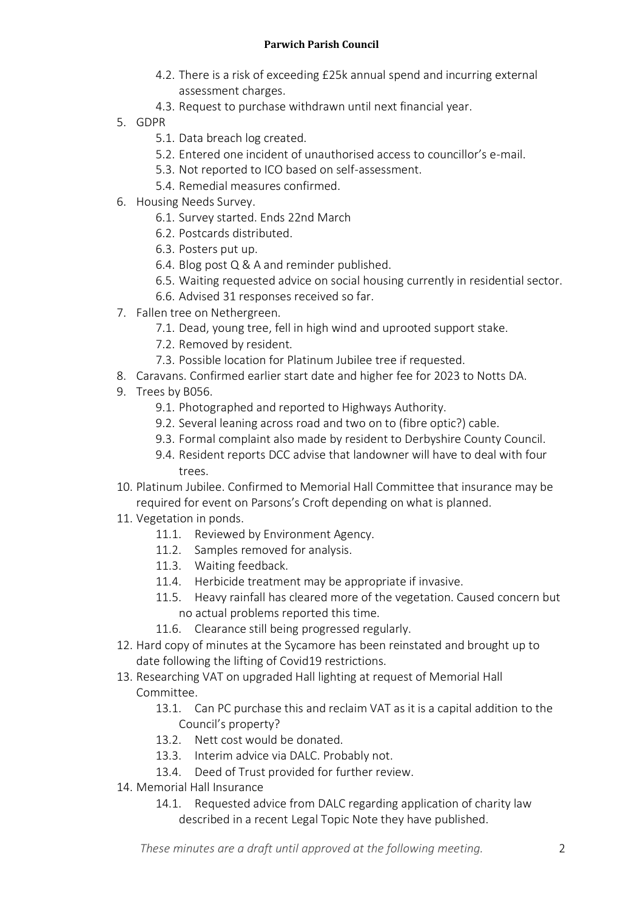- 4.2. There is a risk of exceeding £25k annual spend and incurring external assessment charges.
   - 4.3. Request to purchase withdrawn until next financial year.
5. GDPR
   - 5.1. Data breach log created.
   - 5.2. Entered one incident of unauthorised access to councillor's e-mail.
   - 5.3. Not reported to ICO based on self-assessment.
   - 5.4. Remedial measures confirmed.
6. Housing Needs Survey.
   - 6.1. Survey started. Ends 22nd March
   - 6.2. Postcards distributed.
   - 6.3. Posters put up.
   - 6.4. Blog post Q & A and reminder published.
   - 6.5. Waiting requested advice on social housing currently in residential sector.
   - 6.6. Advised 31 responses received so far.
7. Fallen tree on Nethergreen.
   - 7.1. Dead, young tree, fell in high wind and uprooted support stake.
   - 7.2. Removed by resident.
   - 7.3. Possible location for Platinum Jubilee tree if requested.
8. Caravans. Confirmed earlier start date and higher fee for 2023 to Notts DA.
9. Trees by B056.
   - 9.1. Photographed and reported to Highways Authority.
   - 9.2. Several leaning across road and two on to (fibre optic?) cable.
   - 9.3. Formal complaint also made by resident to Derbyshire County Council.
   - 9.4. Resident reports DCC advise that landowner will have to deal with four trees.
10. Platinum Jubilee. Confirmed to Memorial Hall Committee that insurance may be required for event on Parsons's Croft depending on what is planned.
11. Vegetation in ponds.
    - 11.1. Reviewed by Environment Agency.
    - 11.2. Samples removed for analysis.
    - 11.3. Waiting feedback.
    - 11.4. Herbicide treatment may be appropriate if invasive.
    - 11.5. Heavy rainfall has cleared more of the vegetation. Caused concern but no actual problems reported this time.
    - 11.6. Clearance still being progressed regularly.
12. Hard copy of minutes at the Sycamore has been reinstated and brought up to date following the lifting of Covid19 restrictions.
13. Researching VAT on upgraded Hall lighting at request of Memorial Hall Committee.
    - 13.1. Can PC purchase this and reclaim VAT as it is a capital addition to the Council's property?
    - 13.2. Nett cost would be donated.
    - 13.3. Interim advice via DALC. Probably not.
    - 13.4. Deed of Trust provided for further review.
14. Memorial Hall Insurance
    - 14.1. Requested advice from DALC regarding application of charity law described in a recent Legal Topic Note they have published.

*These minutes are a draft until approved at the following meeting.*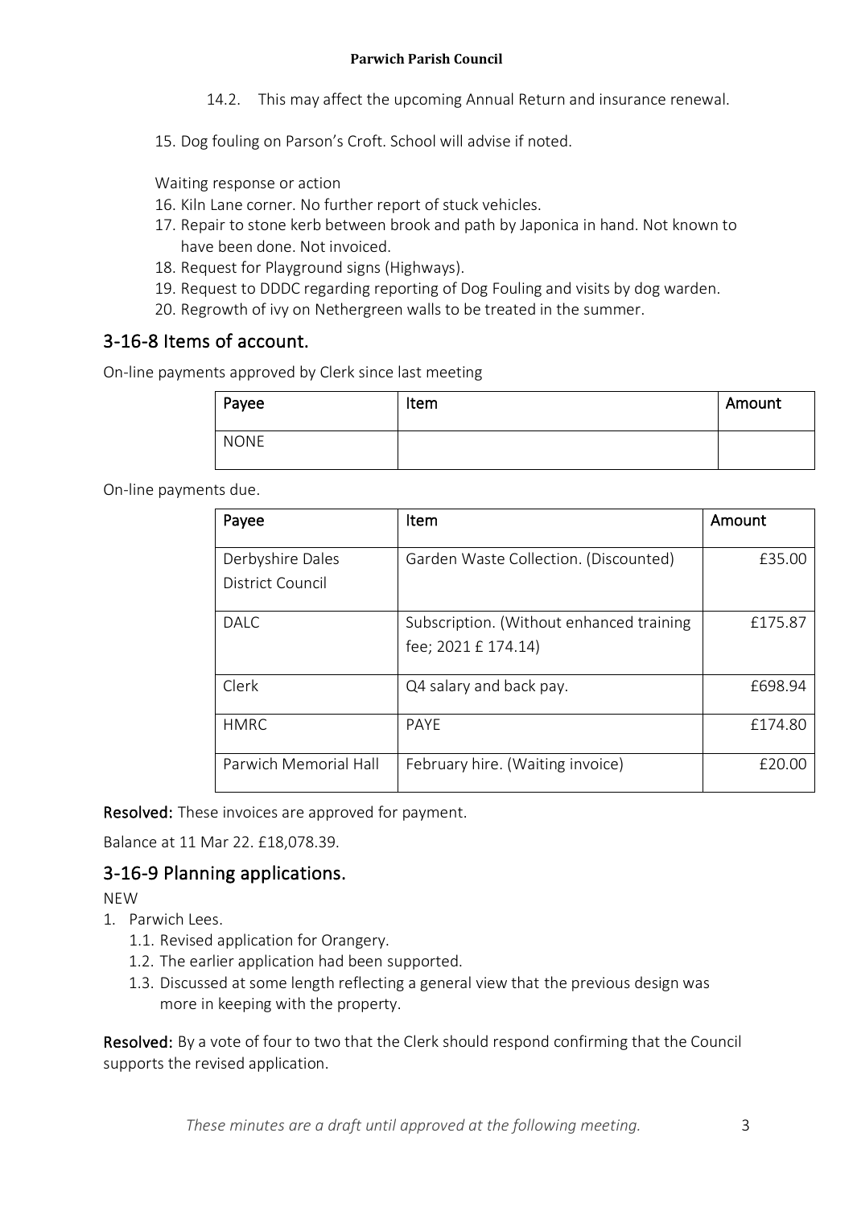14.2. This may affect the upcoming Annual Return and insurance renewal.

15. Dog fouling on Parson's Croft. School will advise if noted.

Waiting response or action

16. Kiln Lane corner. No further report of stuck vehicles.
17. Repair to stone kerb between brook and path by Japonica in hand. Not known to have been done. Not invoiced.
18. Request for Playground signs (Highways).
19. Request to DDDC regarding reporting of Dog Fouling and visits by dog warden.
20. Regrowth of ivy on Nethergreen walls to be treated in the summer.

## 3-16-8 Items of account.

On-line payments approved by Clerk since last meeting

| Payee | Item | Amount |
|---|---|---|
| NONE | | |

On-line payments due.

| Payee | Item | Amount |
|---|---|---|
| Derbyshire Dales District Council | Garden Waste Collection. (Discounted) | £35.00 |
| DALC | Subscription. (Without enhanced training fee; 2021 £ 174.14) | £175.87 |
| Clerk | Q4 salary and back pay. | £698.94 |
| HMRC | PAYE | £174.80 |
| Parwich Memorial Hall | February hire. (Waiting invoice) | £20.00 |

**Resolved:** These invoices are approved for payment.

Balance at 11 Mar 22. £18,078.39.

## 3-16-9 Planning applications.

NEW

1. Parwich Lees.
   1.1. Revised application for Orangery.
   1.2. The earlier application had been supported.
   1.3. Discussed at some length reflecting a general view that the previous design was more in keeping with the property.

**Resolved:** By a vote of four to two that the Clerk should respond confirming that the Council supports the revised application.

*These minutes are a draft until approved at the following meeting.*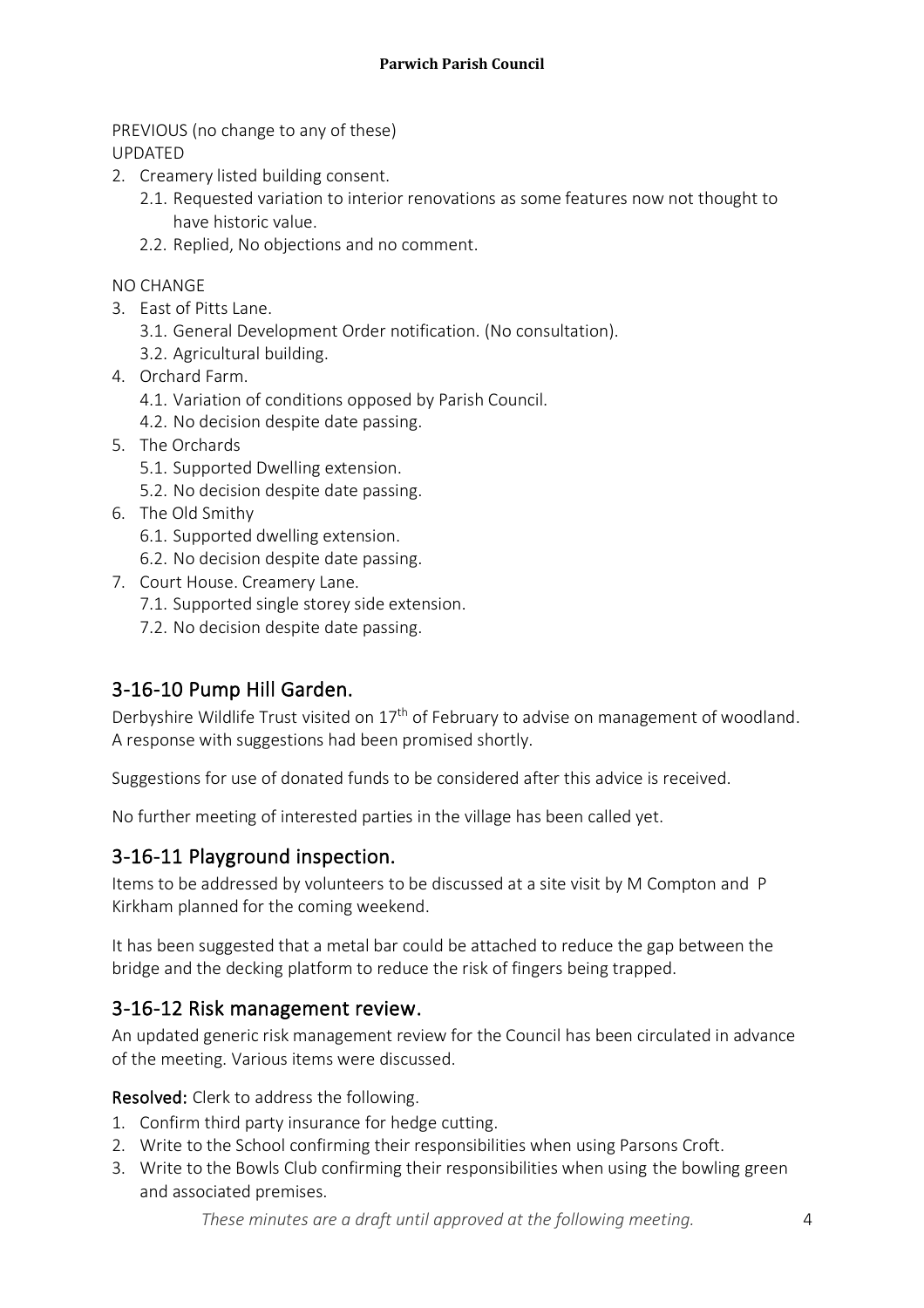PREVIOUS (no change to any of these)
UPDATED

2. Creamery listed building consent.
    2.1. Requested variation to interior renovations as some features now not thought to have historic value.
    2.2. Replied, No objections and no comment.

NO CHANGE

3. East of Pitts Lane.
    3.1. General Development Order notification. (No consultation).
    3.2. Agricultural building.
4. Orchard Farm.
    4.1. Variation of conditions opposed by Parish Council.
    4.2. No decision despite date passing.
5. The Orchards
    5.1. Supported Dwelling extension.
    5.2. No decision despite date passing.
6. The Old Smithy
    6.1. Supported dwelling extension.
    6.2. No decision despite date passing.
7. Court House. Creamery Lane.
    7.1. Supported single storey side extension.
    7.2. No decision despite date passing.

## 3-16-10 Pump Hill Garden.

Derbyshire Wildlife Trust visited on 17th of February to advise on management of woodland. A response with suggestions had been promised shortly.

Suggestions for use of donated funds to be considered after this advice is received.

No further meeting of interested parties in the village has been called yet.

## 3-16-11 Playground inspection.

Items to be addressed by volunteers to be discussed at a site visit by M Compton and P Kirkham planned for the coming weekend.

It has been suggested that a metal bar could be attached to reduce the gap between the bridge and the decking platform to reduce the risk of fingers being trapped.

## 3-16-12 Risk management review.

An updated generic risk management review for the Council has been circulated in advance of the meeting. Various items were discussed.

**Resolved:** Clerk to address the following.

1. Confirm third party insurance for hedge cutting.
2. Write to the School confirming their responsibilities when using Parsons Croft.
3. Write to the Bowls Club confirming their responsibilities when using the bowling green and associated premises.

*These minutes are a draft until approved at the following meeting.*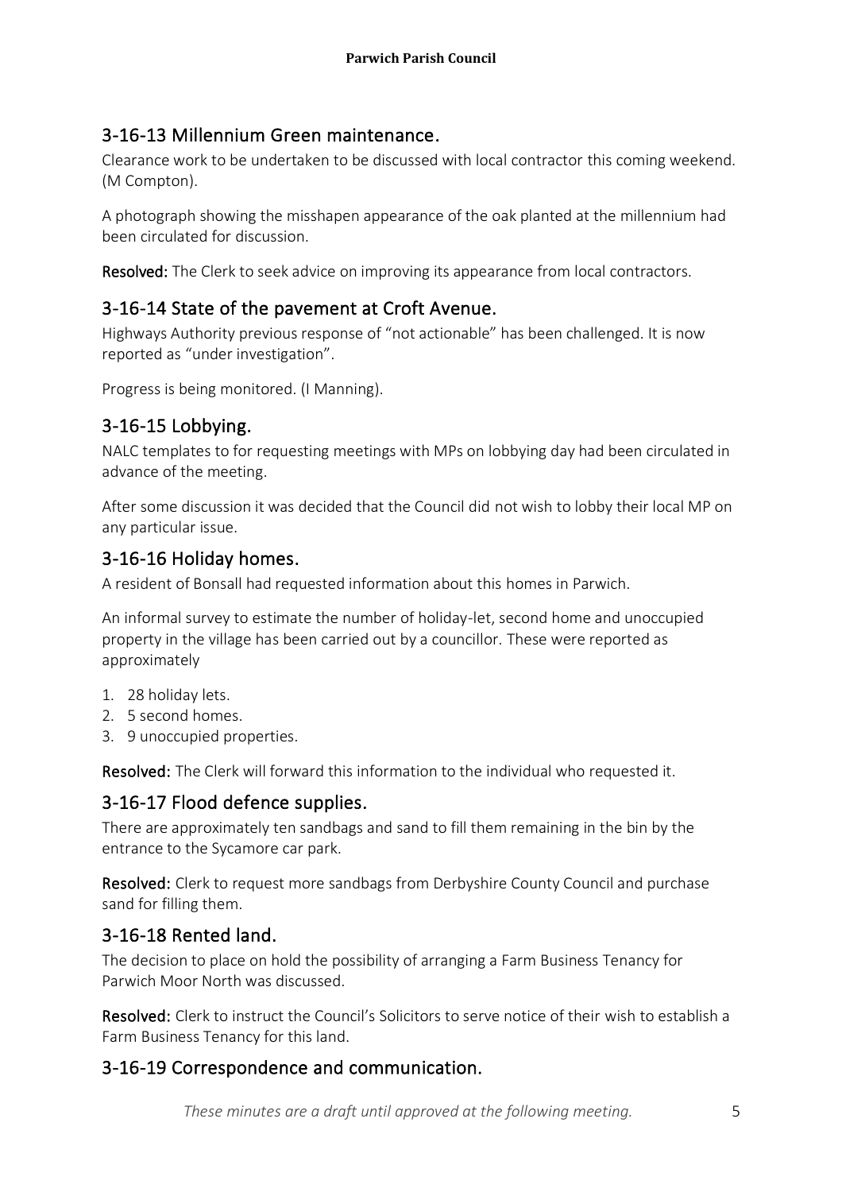## 3-16-13 Millennium Green maintenance.

Clearance work to be undertaken to be discussed with local contractor this coming weekend. (M Compton).

A photograph showing the misshapen appearance of the oak planted at the millennium had been circulated for discussion.

**Resolved:** The Clerk to seek advice on improving its appearance from local contractors.

## 3-16-14 State of the pavement at Croft Avenue.

Highways Authority previous response of "not actionable" has been challenged. It is now reported as "under investigation".

Progress is being monitored. (I Manning).

## 3-16-15 Lobbying.

NALC templates to for requesting meetings with MPs on lobbying day had been circulated in advance of the meeting.

After some discussion it was decided that the Council did not wish to lobby their local MP on any particular issue.

## 3-16-16 Holiday homes.

A resident of Bonsall had requested information about this homes in Parwich.

An informal survey to estimate the number of holiday-let, second home and unoccupied property in the village has been carried out by a councillor. These were reported as approximately

1. 28 holiday lets.
2. 5 second homes.
3. 9 unoccupied properties.

**Resolved:** The Clerk will forward this information to the individual who requested it.

## 3-16-17 Flood defence supplies.

There are approximately ten sandbags and sand to fill them remaining in the bin by the entrance to the Sycamore car park.

**Resolved:** Clerk to request more sandbags from Derbyshire County Council and purchase sand for filling them.

## 3-16-18 Rented land.

The decision to place on hold the possibility of arranging a Farm Business Tenancy for Parwich Moor North was discussed.

**Resolved:** Clerk to instruct the Council's Solicitors to serve notice of their wish to establish a Farm Business Tenancy for this land.

## 3-16-19 Correspondence and communication.

*These minutes are a draft until approved at the following meeting.*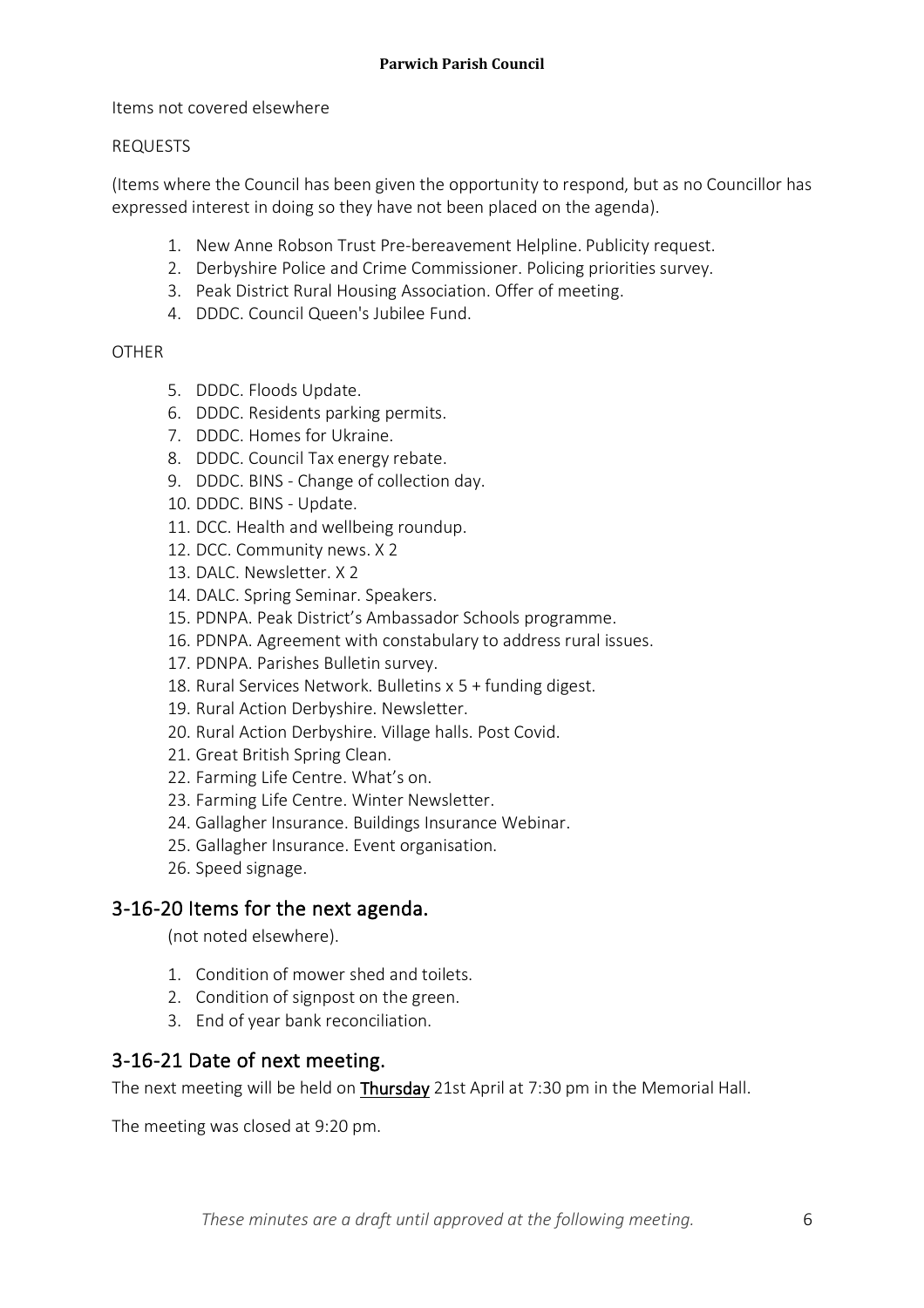Items not covered elsewhere

REQUESTS

(Items where the Council has been given the opportunity to respond, but as no Councillor has expressed interest in doing so they have not been placed on the agenda).

1. New Anne Robson Trust Pre-bereavement Helpline. Publicity request.
2. Derbyshire Police and Crime Commissioner. Policing priorities survey.
3. Peak District Rural Housing Association. Offer of meeting.
4. DDDC. Council Queen's Jubilee Fund.

OTHER

5. DDDC. Floods Update.
6. DDDC. Residents parking permits.
7. DDDC. Homes for Ukraine.
8. DDDC. Council Tax energy rebate.
9. DDDC. BINS - Change of collection day.
10. DDDC. BINS - Update.
11. DCC. Health and wellbeing roundup.
12. DCC. Community news. X 2
13. DALC. Newsletter. X 2
14. DALC. Spring Seminar. Speakers.
15. PDNPA. Peak District's Ambassador Schools programme.
16. PDNPA. Agreement with constabulary to address rural issues.
17. PDNPA. Parishes Bulletin survey.
18. Rural Services Network. Bulletins x 5 + funding digest.
19. Rural Action Derbyshire. Newsletter.
20. Rural Action Derbyshire. Village halls. Post Covid.
21. Great British Spring Clean.
22. Farming Life Centre. What's on.
23. Farming Life Centre. Winter Newsletter.
24. Gallagher Insurance. Buildings Insurance Webinar.
25. Gallagher Insurance. Event organisation.
26. Speed signage.

## 3-16-20 Items for the next agenda.

(not noted elsewhere).

1. Condition of mower shed and toilets.
2. Condition of signpost on the green.
3. End of year bank reconciliation.

## 3-16-21 Date of next meeting.

The next meeting will be held on **Thursday** 21st April at 7:30 pm in the Memorial Hall.

The meeting was closed at 9:20 pm.

*These minutes are a draft until approved at the following meeting.*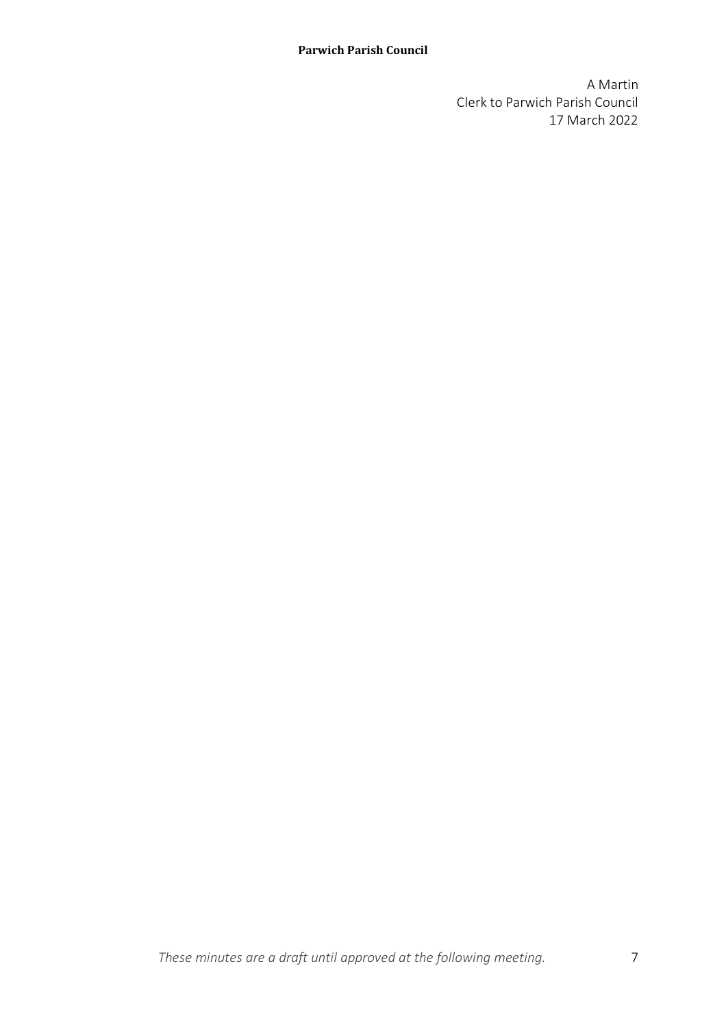A Martin
Clerk to Parwich Parish Council
17 March 2022